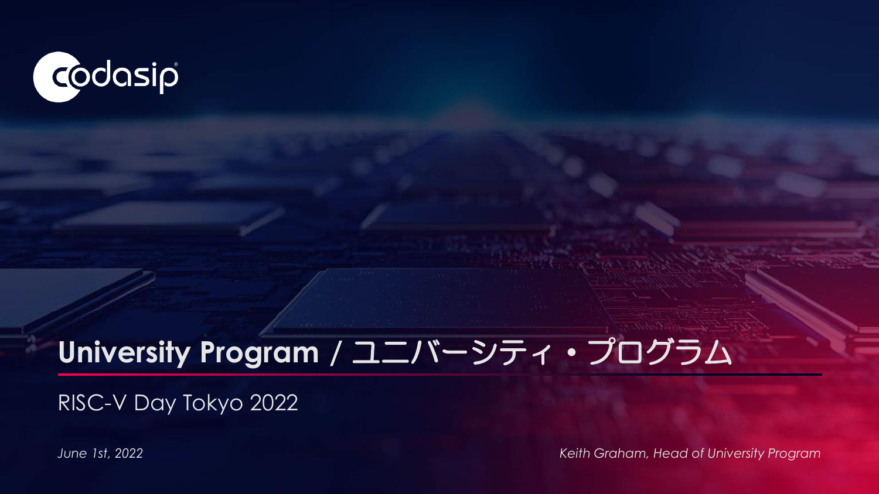codasip

# University Program / ユニバーシティ・プログラム

RISC-V Day Tokyo 2022

*June 1st, 2022*

*Keith Graham, Head of University Program*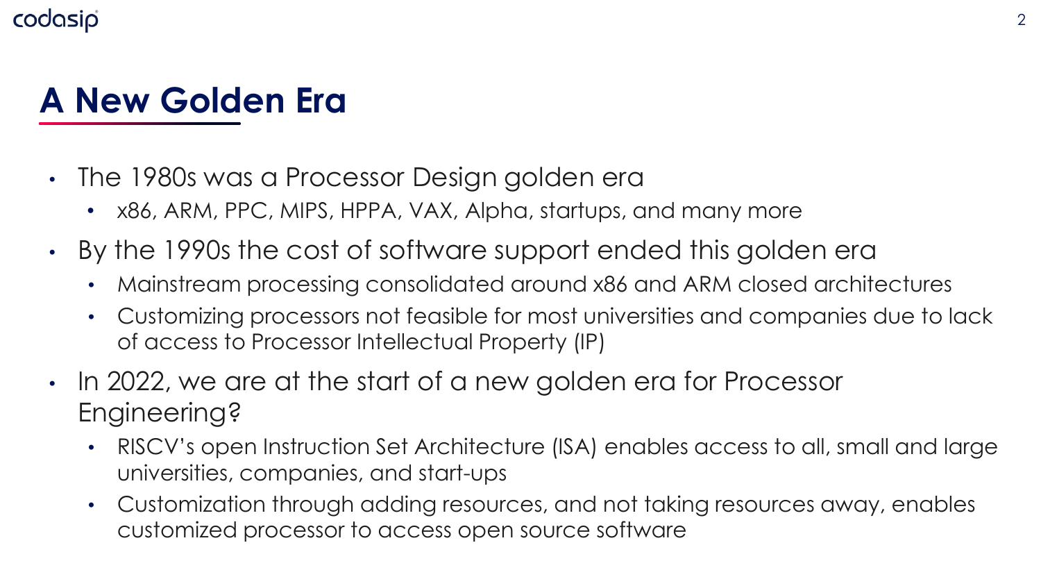# A New Golden Era

- The 1980s was a Processor Design golden era
  - x86, ARM, PPC, MIPS, HPPA, VAX, Alpha, startups, and many more
- By the 1990s the cost of software support ended this golden era
  - Mainstream processing consolidated around x86 and ARM closed architectures
  - Customizing processors not feasible for most universities and companies due to lack of access to Processor Intellectual Property (IP)
- In 2022, we are at the start of a new golden era for Processor Engineering?
  - RISCV's open Instruction Set Architecture (ISA) enables access to all, small and large universities, companies, and start-ups
  - Customization through adding resources, and not taking resources away, enables customized processor to access open source software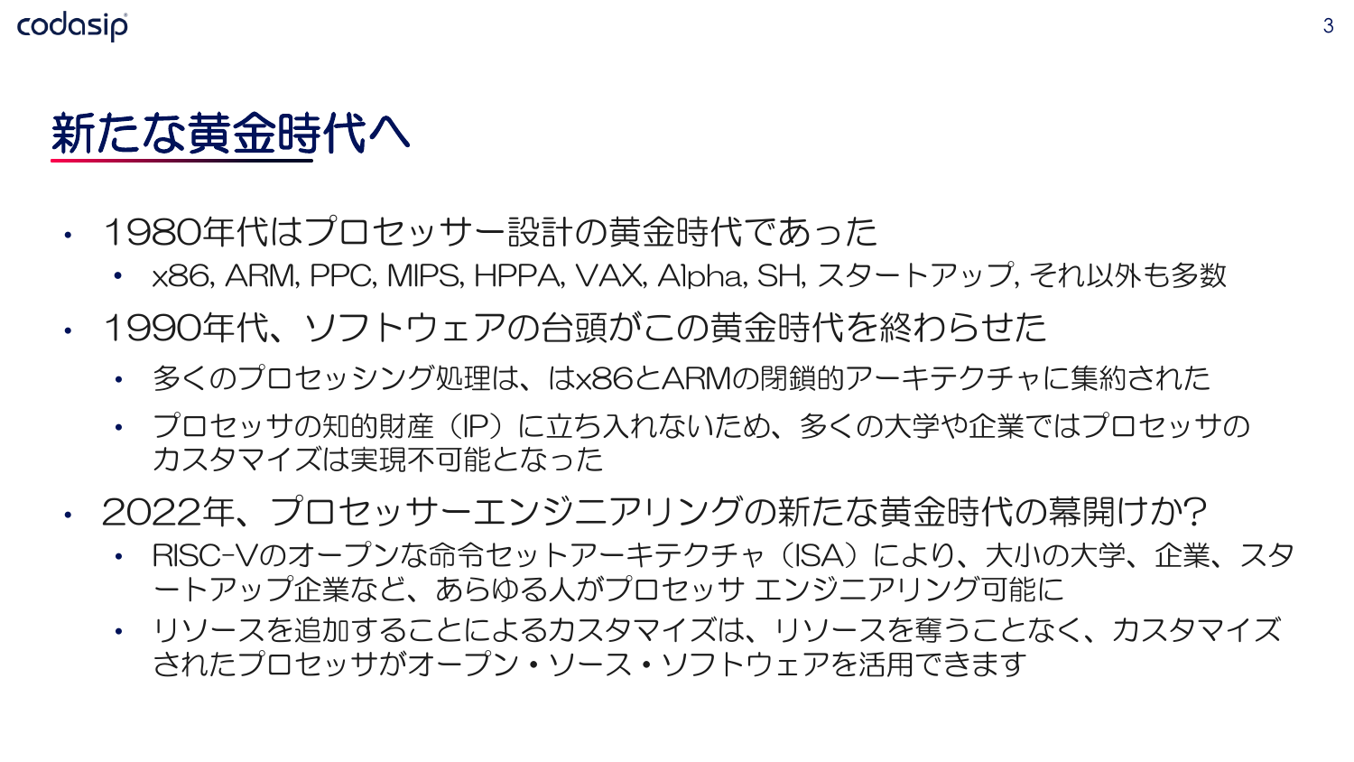# 新たな黄金時代へ

- 1980年代はプロセッサー設計の黄金時代であった
  - x86, ARM, PPC, MIPS, HPPA, VAX, Alpha, SH, スタートアップ, それ以外も多数
- 1990年代、ソフトウェアの台頭がこの黄金時代を終わらせた
  - 多くのプロセッシング処理は、はx86とARMの閉鎖的アーキテクチャに集約された
  - プロセッサの知的財産（IP）に立ち入れないため、多くの大学や企業ではプロセッサのカスタマイズは実現不可能となった
- 2022年、プロセッサーエンジニアリングの新たな黄金時代の幕開けか?
  - RISC-Vのオープンな命令セットアーキテクチャ（ISA）により、大小の大学、企業、スタートアップ企業など、あらゆる人がプロセッサ エンジニアリング可能に
  - リソースを追加することによるカスタマイズは、リソースを奪うことなく、カスタマイズされたプロセッサがオープン・ソース・ソフトウェアを活用できます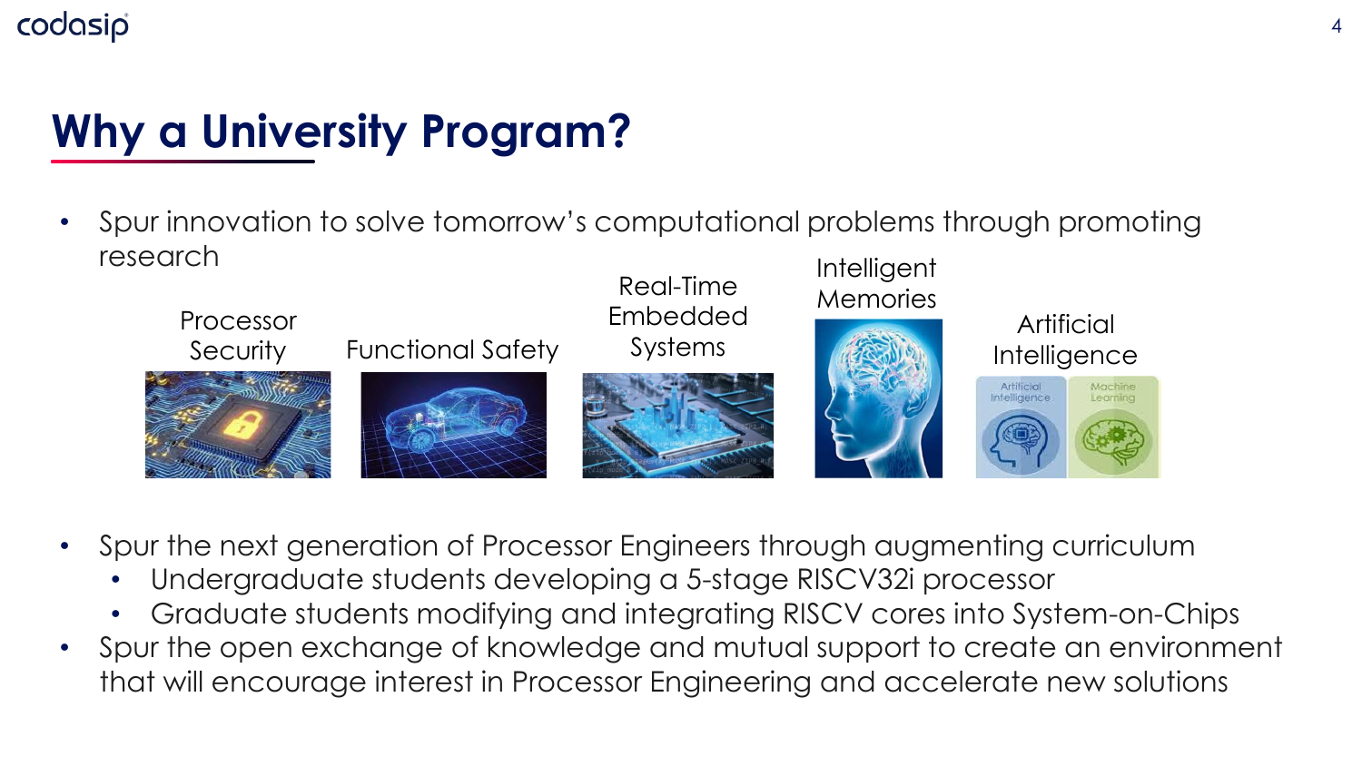# Why a University Program?

- Spur innovation to solve tomorrow's computational problems through promoting research

Processor Security | Functional Safety | Real-Time Embedded Systems | Intelligent Memories | Artificial Intelligence

- Spur the next generation of Processor Engineers through augmenting curriculum
  - Undergraduate students developing a 5-stage RISCV32i processor
  - Graduate students modifying and integrating RISCV cores into System-on-Chips
- Spur the open exchange of knowledge and mutual support to create an environment that will encourage interest in Processor Engineering and accelerate new solutions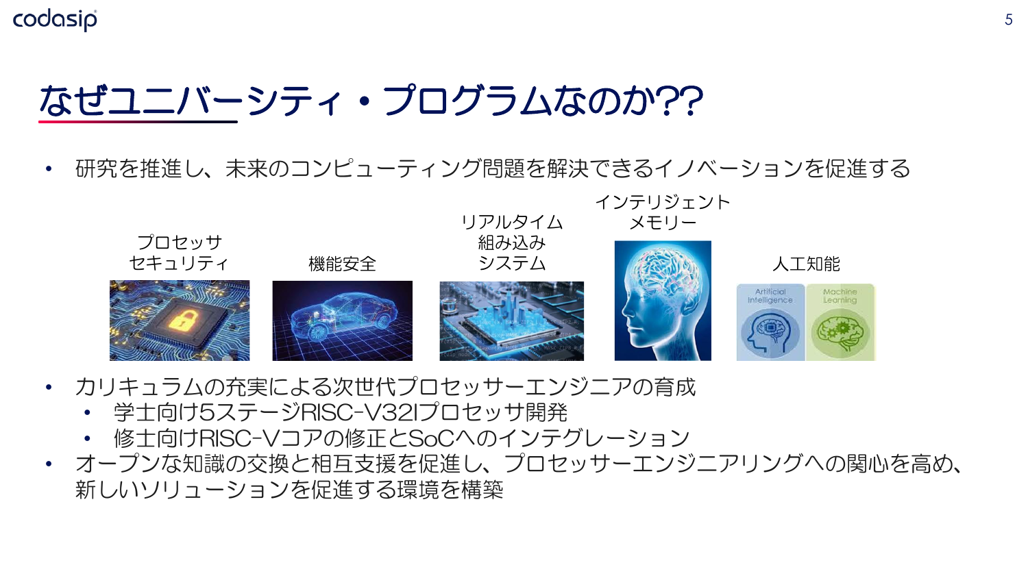# なぜユニバーシティ・プログラムなのか??

- 研究を推進し、未来のコンピューティング問題を解決できるイノベーションを促進する

プロセッサセキュリティ　　機能安全　　リアルタイム組み込みシステム　　インテリジェントメモリー　　人工知能

- カリキュラムの充実による次世代プロセッサーエンジニアの育成
  - 学士向け5ステージRISC-V32Iプロセッサ開発
  - 修士向けRISC-VコアのSoCへのインテグレーション
- オープンな知識の交換と相互支援を促進し、プロセッサーエンジニアリングへの関心を高め、新しいソリューションを促進する環境を構築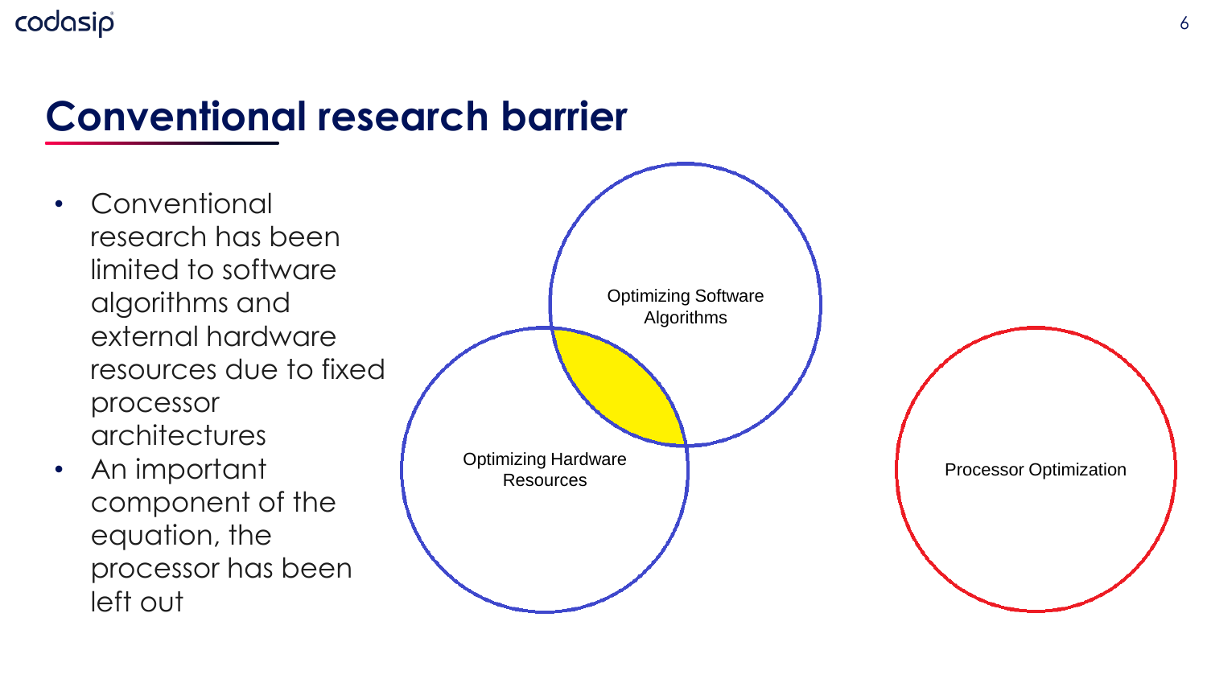# Conventional research barrier

- Conventional research has been limited to software algorithms and external hardware resources due to fixed processor architectures
- An important component of the equation, the processor has been left out

Optimizing Software Algorithms

Optimizing Hardware Resources

Processor Optimization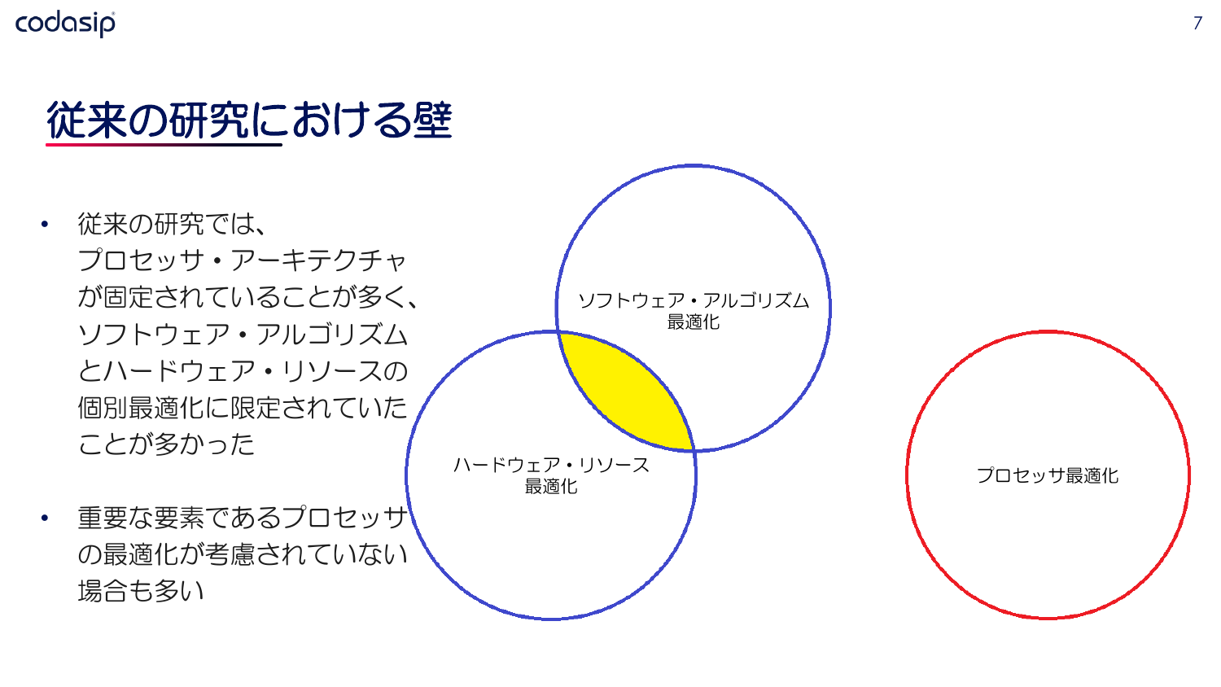# 従来の研究における壁

- 従来の研究では、プロセッサ・アーキテクチャが固定されていることが多く、ソフトウェア・アルゴリズムとハードウェア・リソースの個別最適化に限定されていたことが多かった

- 重要な要素であるプロセッサの最適化が考慮されていない場合も多い

ソフトウェア・アルゴリズム最適化

ハードウェア・リソース最適化

プロセッサ最適化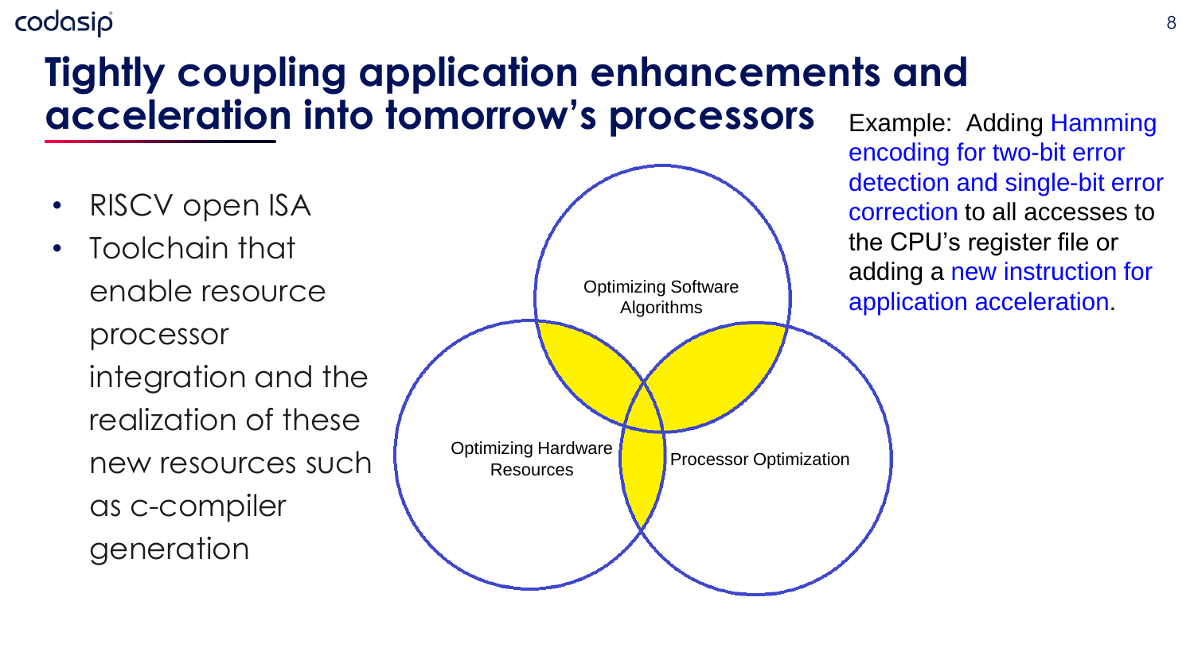# Tightly coupling application enhancements and acceleration into tomorrow's processors

- RISCV open ISA
- Toolchain that enable resource processor integration and the realization of these new resources such as c-compiler generation

Optimizing Software Algorithms

Optimizing Hardware Resources

Processor Optimization

Example: Adding Hamming encoding for two-bit error detection and single-bit error correction to all accesses to the CPU's register file or adding a new instruction for application acceleration.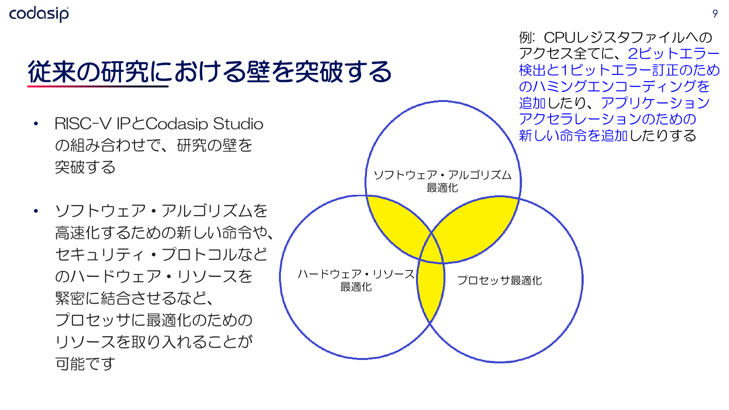# 従来の研究における壁を突破する

- RISC-V IPとCodasip Studioの組み合わせで、研究の壁を突破する
- ソフトウェア・アルゴリズムを高速化するための新しい命令や、セキュリティ・プロトコルなどのハードウェア・リソースを緊密に結合させるなど、プロセッサに最適化のためのリソースを取り入れることが可能です

例: CPUレジスタファイルへのアクセス全てに、2ビットエラー検出と1ビットエラー訂正のためのハミングエンコーディングを追加したり、アプリケーションアクセラレーションのための新しい命令を追加したりする

ソフトウェア・アルゴリズム最適化

ハードウェア・リソース最適化

プロセッサ最適化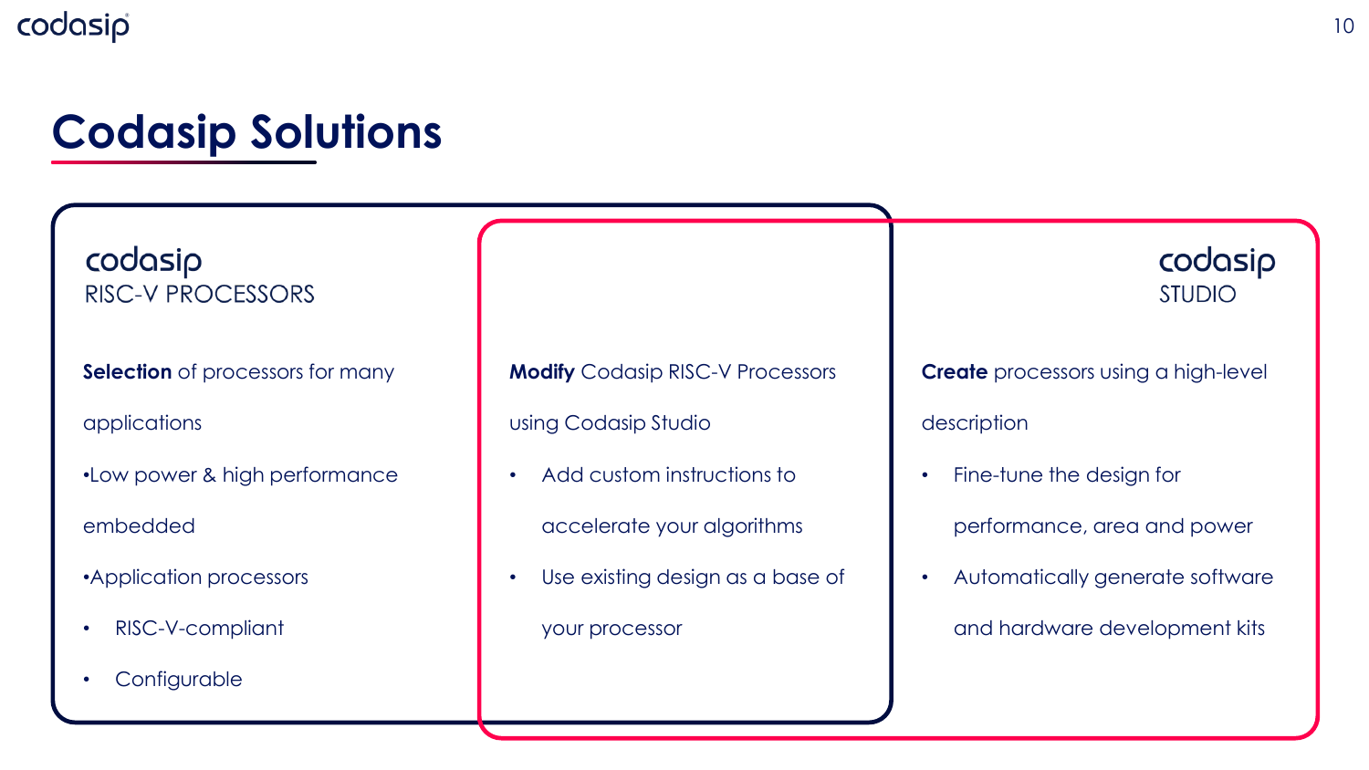# Codasip Solutions

## codasip RISC-V PROCESSORS

**Selection** of processors for many applications

- Low power & high performance embedded
- Application processors
  - RISC-V-compliant
  - Configurable

**Modify** Codasip RISC-V Processors using Codasip Studio

- Add custom instructions to accelerate your algorithms
- Use existing design as a base of your processor

## codasip STUDIO

**Create** processors using a high-level description

- Fine-tune the design for performance, area and power
- Automatically generate software and hardware development kits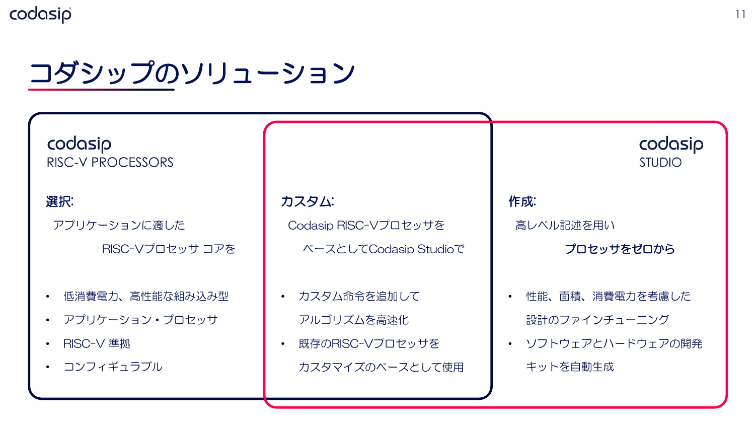# コダシップのソリューション

## codasip RISC-V PROCESSORS

**選択:**

アプリケーションに適した RISC-Vプロセッサ コアを

- 低消費電力、高性能な組み込み型
- アプリケーション・プロセッサ
- RISC-V 準拠
- コンフィギュラブル

**カスタム:**

Codasip RISC-Vプロセッサを ベースとしてCodasip Studioで

- カスタム命令を追加して アルゴリズムを高速化
- 既存のRISC-Vプロセッサを カスタマイズのベースとして使用

## codasip STUDIO

**作成:**

高レベル記述を用い **プロセッサをゼロから**

- 性能、面積、消費電力を考慮した 設計のファインチューニング
- ソフトウェアとハードウェアの開発 キットを自動生成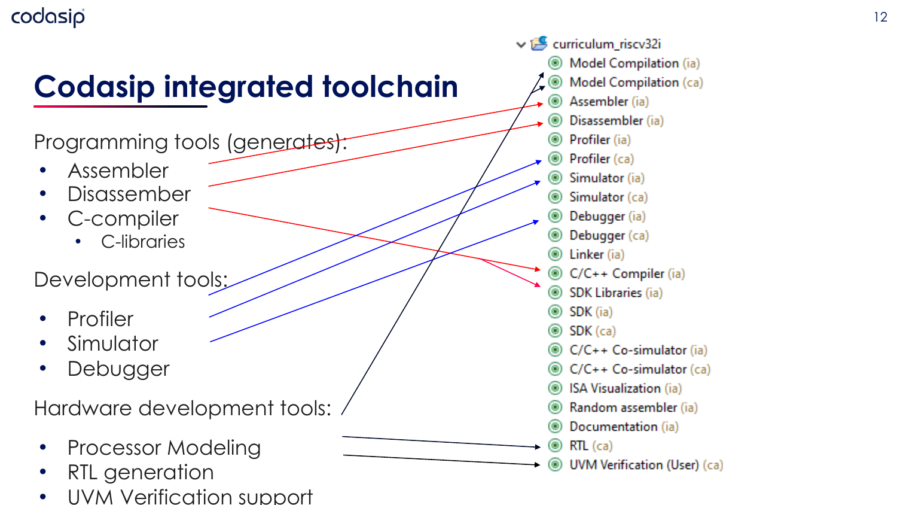# Codasip integrated toolchain

Programming tools (generates):

- Assembler
- Disassember
- C-compiler
  - C-libraries

Development tools:

- Profiler
- Simulator
- Debugger

Hardware development tools:

- Processor Modeling
- RTL generation
- UVM Verification support

curriculum_riscv32i

- Model Compilation (ia)
- Model Compilation (ca)
- Assembler (ia)
- Disassembler (ia)
- Profiler (ia)
- Profiler (ca)
- Simulator (ia)
- Simulator (ca)
- Debugger (ia)
- Debugger (ca)
- Linker (ia)
- C/C++ Compiler (ia)
- SDK Libraries (ia)
- SDK (ia)
- SDK (ca)
- C/C++ Co-simulator (ia)
- C/C++ Co-simulator (ca)
- ISA Visualization (ia)
- Random assembler (ia)
- Documentation (ia)
- RTL (ca)
- UVM Verification (User) (ca)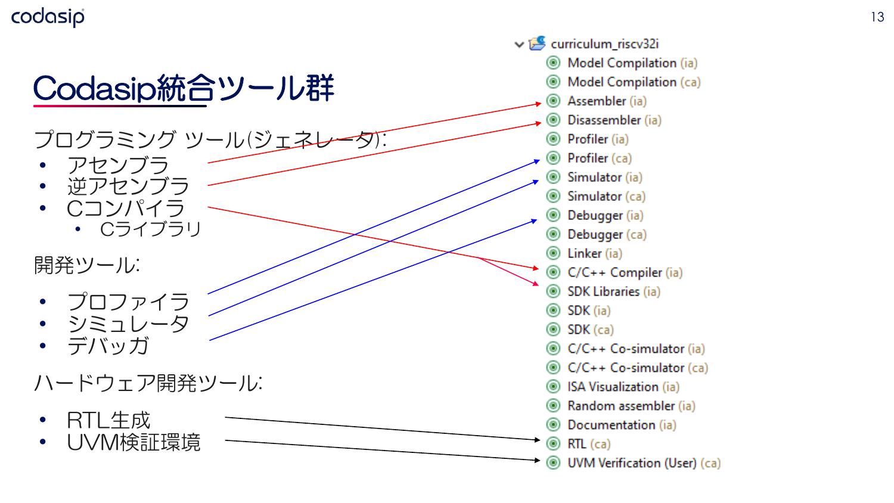# Codasip統合ツール群

プログラミング ツール(ジェネレータ):

- アセンブラ
- 逆アセンブラ
- Cコンパイラ
  - Cライブラリ

開発ツール:

- プロファイラ
- シミュレータ
- デバッガ

ハードウェア開発ツール:

- RTL生成
- UVM検証環境

curriculum_riscv32i

- Model Compilation (ia)
- Model Compilation (ca)
- Assembler (ia)
- Disassembler (ia)
- Profiler (ia)
- Profiler (ca)
- Simulator (ia)
- Simulator (ca)
- Debugger (ia)
- Debugger (ca)
- Linker (ia)
- C/C++ Compiler (ia)
- SDK Libraries (ia)
- SDK (ia)
- SDK (ca)
- C/C++ Co-simulator (ia)
- C/C++ Co-simulator (ca)
- ISA Visualization (ia)
- Random assembler (ia)
- Documentation (ia)
- RTL (ca)
- UVM Verification (User) (ca)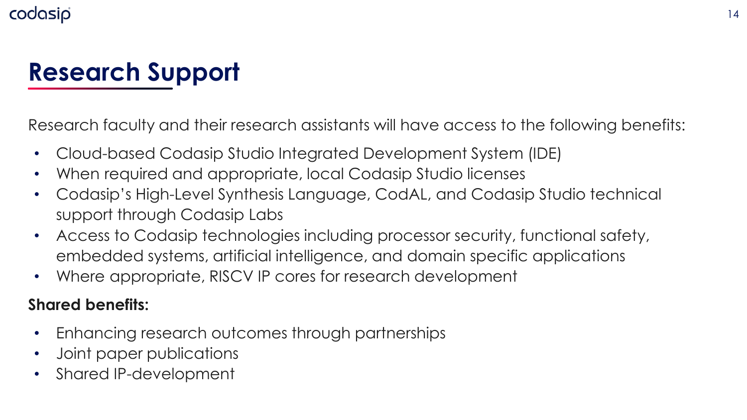# Research Support

Research faculty and their research assistants will have access to the following benefits:

- Cloud-based Codasip Studio Integrated Development System (IDE)
- When required and appropriate, local Codasip Studio licenses
- Codasip's High-Level Synthesis Language, CodAL, and Codasip Studio technical support through Codasip Labs
- Access to Codasip technologies including processor security, functional safety, embedded systems, artificial intelligence, and domain specific applications
- Where appropriate, RISCV IP cores for research development

**Shared benefits:**

- Enhancing research outcomes through partnerships
- Joint paper publications
- Shared IP-development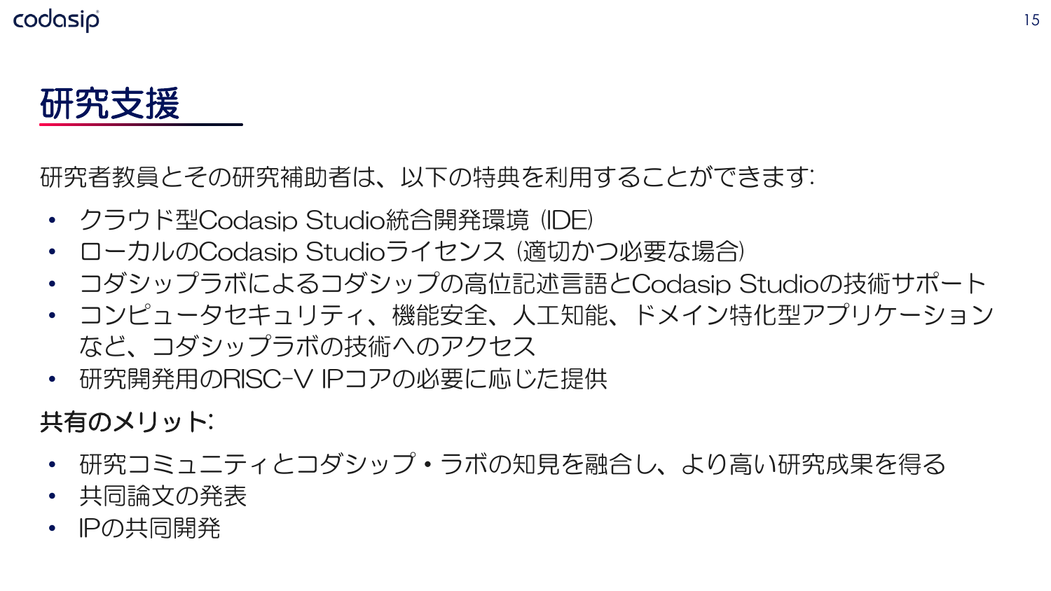# 研究支援

研究者教員とその研究補助者は、以下の特典を利用することができます:

- クラウド型Codasip Studio統合開発環境（IDE）
- ローカルのCodasip Studioライセンス（適切かつ必要な場合）
- コダシップラボによるコダシップの高位記述言語とCodasip Studioの技術サポート
- コンピュータセキュリティ、機能安全、人工知能、ドメイン特化型アプリケーションなど、コダシップラボの技術へのアクセス
- 研究開発用のRISC-V IPコアの必要に応じた提供

**共有のメリット:**

- 研究コミュニティとコダシップ・ラボの知見を融合し、より高い研究成果を得る
- 共同論文の発表
- IPの共同開発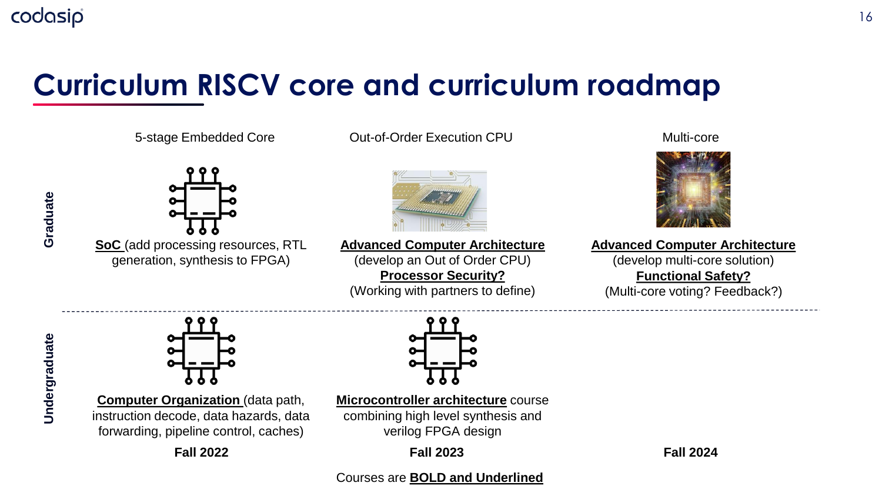# Curriculum RISCV core and curriculum roadmap

| | 5-stage Embedded Core | Out-of-Order Execution CPU | Multi-core |
|---|---|---|---|
| **Graduate** | **SoC** (add processing resources, RTL generation, synthesis to FPGA) | **Advanced Computer Architecture** (develop an Out of Order CPU)<br>**Processor Security?** (Working with partners to define) | **Advanced Computer Architecture** (develop multi-core solution)<br>**Functional Safety?** (Multi-core voting? Feedback?) |
| **Undergraduate** | **Computer Organization** (data path, instruction decode, data hazards, data forwarding, pipeline control, caches) | **Microcontroller architecture** course combining high level synthesis and verilog FPGA design | |
| | **Fall 2022** | **Fall 2023** | **Fall 2024** |

Courses are **BOLD and Underlined**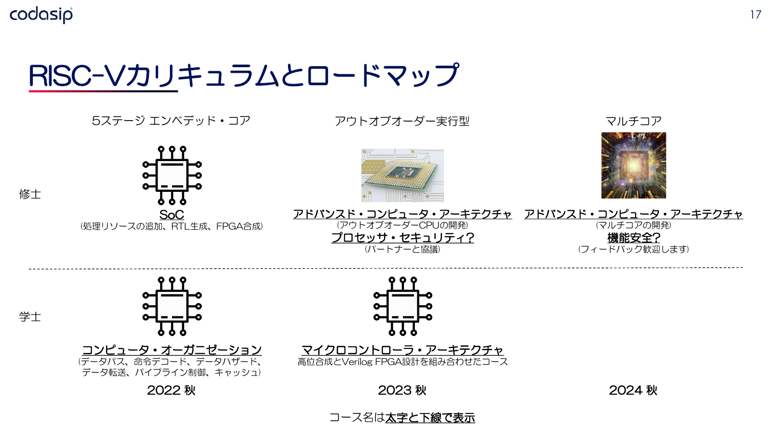# RISC-Vカリキュラムとロードマップ

| | 5ステージ エンベデッド・コア | アウトオブオーダー実行型 | マルチコア |
|---|---|---|---|
| 修士 | **SoC**<br>(処理リソースの追加、RTL生成、FPGA合成) | **アドバンスド・コンピュータ・アーキテクチャ**<br>(アウトオブオーダーCPUの開発)<br>**プロセッサ・セキュリティ?**<br>(パートナーと協議) | **アドバンスド・コンピュータ・アーキテクチャ**<br>(マルチコアの開発)<br>**機能安全?**<br>(フィードバック歓迎します) |
| 学士 | **コンピュータ・オーガニゼーション**<br>(データパス、命令デコード、データハザード、データ転送、パイプライン制御、キャッシュ) | **マイクロコントローラ・アーキテクチャ**<br>高位合成とVerilog FPGA設計を組み合わせたコース | |
| | 2022 秋 | 2023 秋 | 2024 秋 |

コース名は**太字と下線で表示**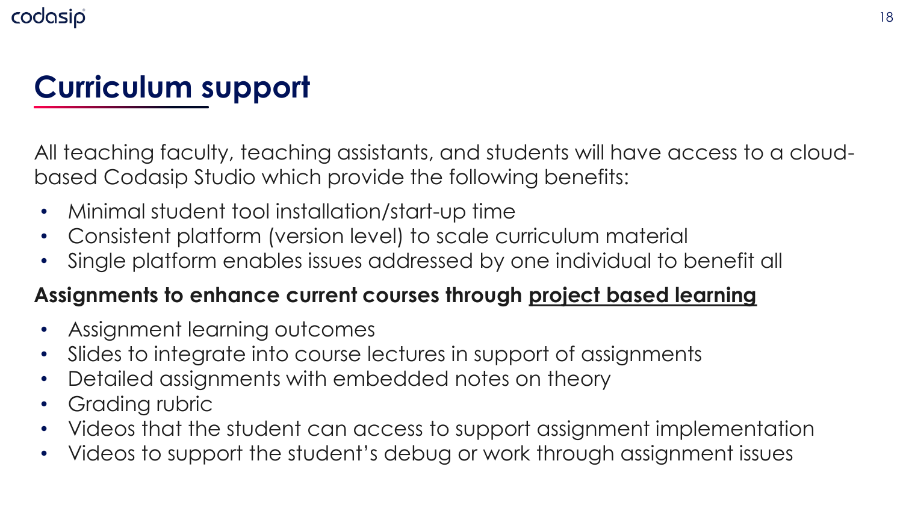# Curriculum support

All teaching faculty, teaching assistants, and students will have access to a cloud-based Codasip Studio which provide the following benefits:

- Minimal student tool installation/start-up time
- Consistent platform (version level) to scale curriculum material
- Single platform enables issues addressed by one individual to benefit all

**Assignments to enhance current courses through project based learning**

- Assignment learning outcomes
- Slides to integrate into course lectures in support of assignments
- Detailed assignments with embedded notes on theory
- Grading rubric
- Videos that the student can access to support assignment implementation
- Videos to support the student's debug or work through assignment issues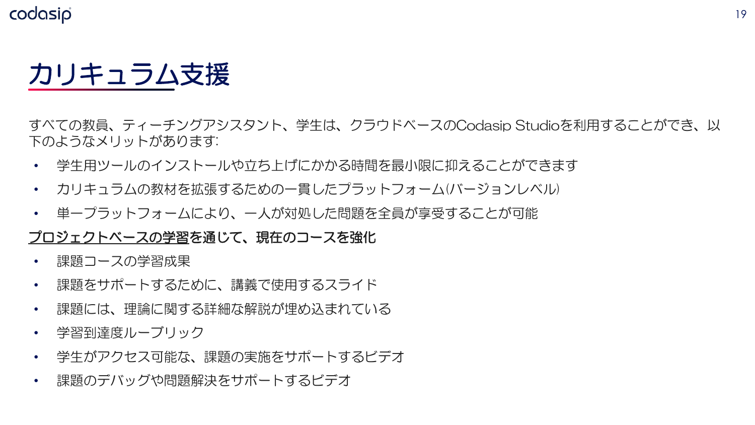# カリキュラム支援

すべての教員、ティーチングアシスタント、学生は、クラウドベースのCodasip Studioを利用することができ、以下のようなメリットがあります:

- 学生用ツールのインストールや立ち上げにかかる時間を最小限に抑えることができます
- カリキュラムの教材を拡張するための一貫したプラットフォーム(バージョンレベル)
- 単一プラットフォームにより、一人が対処した問題を全員が享受することが可能

**<u>プロジェクトベースの学習</u>を通じて、現在のコースを強化**

- 課題コースの学習成果
- 課題をサポートするために、講義で使用するスライド
- 課題には、理論に関する詳細な解説が埋め込まれている
- 学習到達度ルーブリック
- 学生がアクセス可能な、課題の実施をサポートするビデオ
- 課題のデバッグや問題解決をサポートするビデオ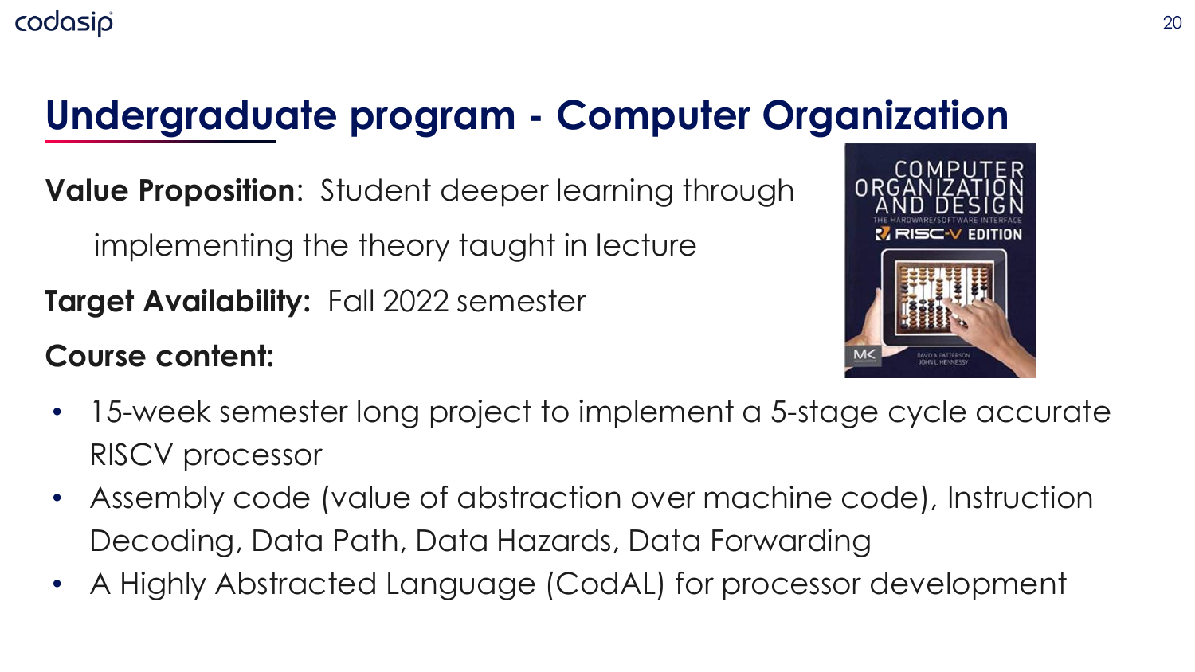# Undergraduate program - Computer Organization

**Value Proposition**: Student deeper learning through implementing the theory taught in lecture

**Target Availability:** Fall 2022 semester

**Course content:**

- 15-week semester long project to implement a 5-stage cycle accurate RISCV processor
- Assembly code (value of abstraction over machine code), Instruction Decoding, Data Path, Data Hazards, Data Forwarding
- A Highly Abstracted Language (CodAL) for processor development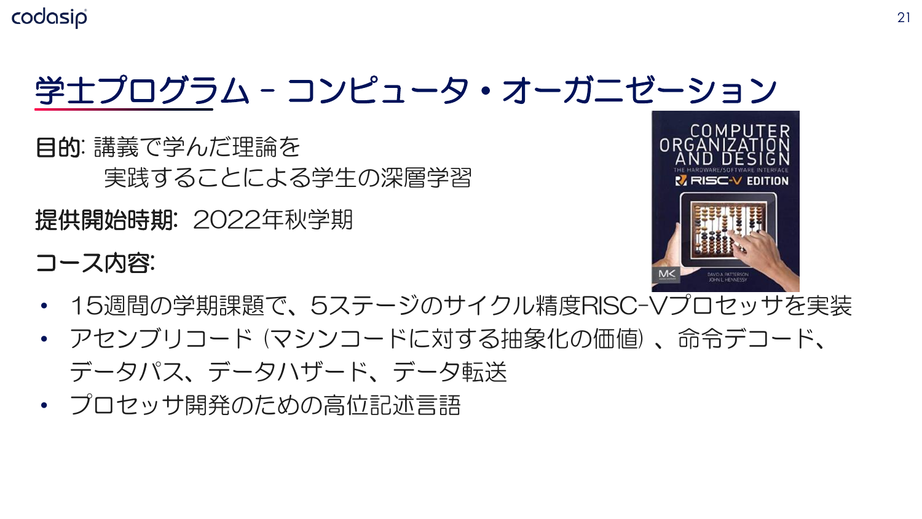# 学士プログラム – コンピュータ・オーガニゼーション

**目的:** 講義で学んだ理論を実践することによる学生の深層学習

**提供開始時期:** 2022年秋学期

**コース内容:**

- 15週間の学期課題で、5ステージのサイクル精度RISC-Vプロセッサを実装
- アセンブリコード（マシンコードに対する抽象化の価値）、命令デコード、データパス、データハザード、データ転送
- プロセッサ開発のための高位記述言語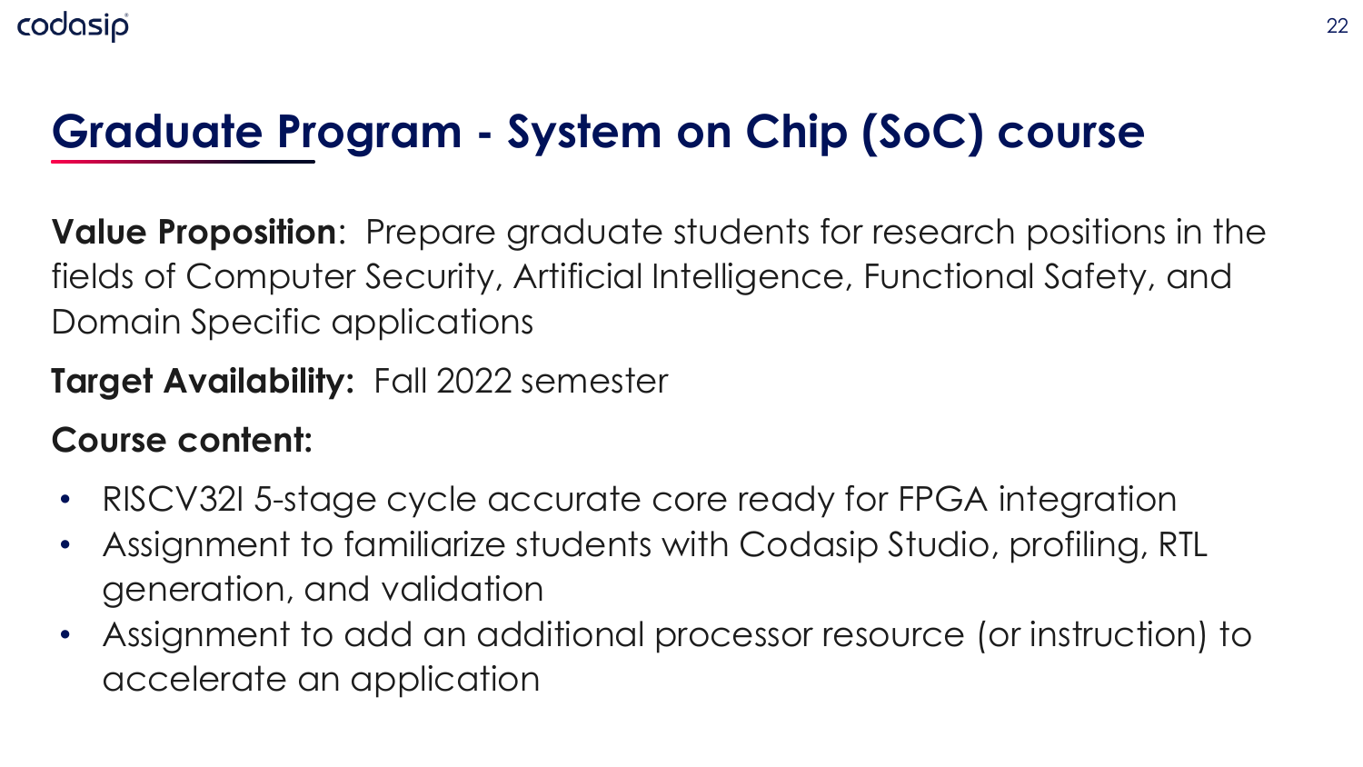# Graduate Program - System on Chip (SoC) course

**Value Proposition**: Prepare graduate students for research positions in the fields of Computer Security, Artificial Intelligence, Functional Safety, and Domain Specific applications

**Target Availability:** Fall 2022 semester

**Course content:**

- RISCV32I 5-stage cycle accurate core ready for FPGA integration
- Assignment to familiarize students with Codasip Studio, profiling, RTL generation, and validation
- Assignment to add an additional processor resource (or instruction) to accelerate an application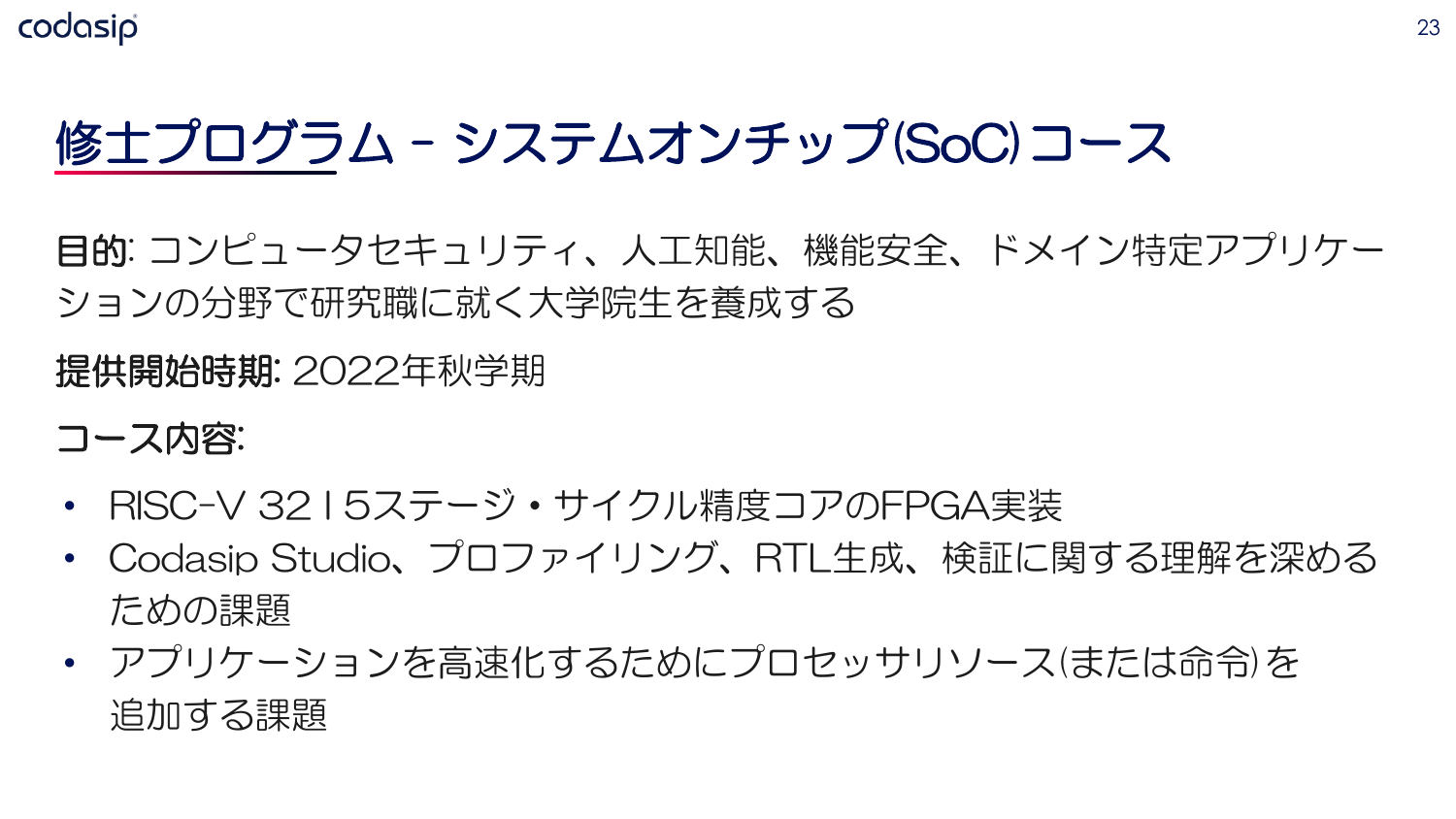# 修士プログラム – システムオンチップ(SoC)コース

**目的:** コンピュータセキュリティ、人工知能、機能安全、ドメイン特定アプリケーションの分野で研究職に就く大学院生を養成する

**提供開始時期:** 2022年秋学期

**コース内容:**

- RISC-V 32 I 5ステージ・サイクル精度コアのFPGA実装
- Codasip Studio、プロファイリング、RTL生成、検証に関する理解を深めるための課題
- アプリケーションを高速化するためにプロセッサリソース(または命令)を追加する課題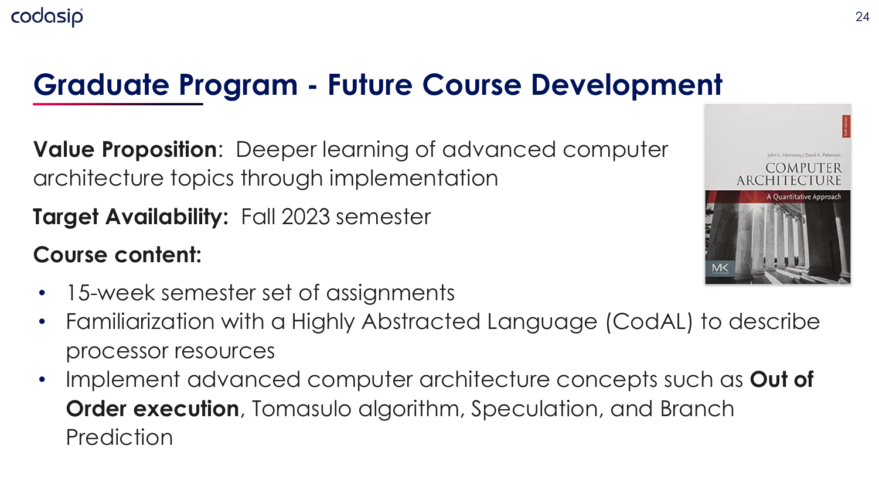# Graduate Program - Future Course Development

**Value Proposition**: Deeper learning of advanced computer architecture topics through implementation

**Target Availability:** Fall 2023 semester

**Course content:**

- 15-week semester set of assignments
- Familiarization with a Highly Abstracted Language (CodAL) to describe processor resources
- Implement advanced computer architecture concepts such as **Out of Order execution**, Tomasulo algorithm, Speculation, and Branch Prediction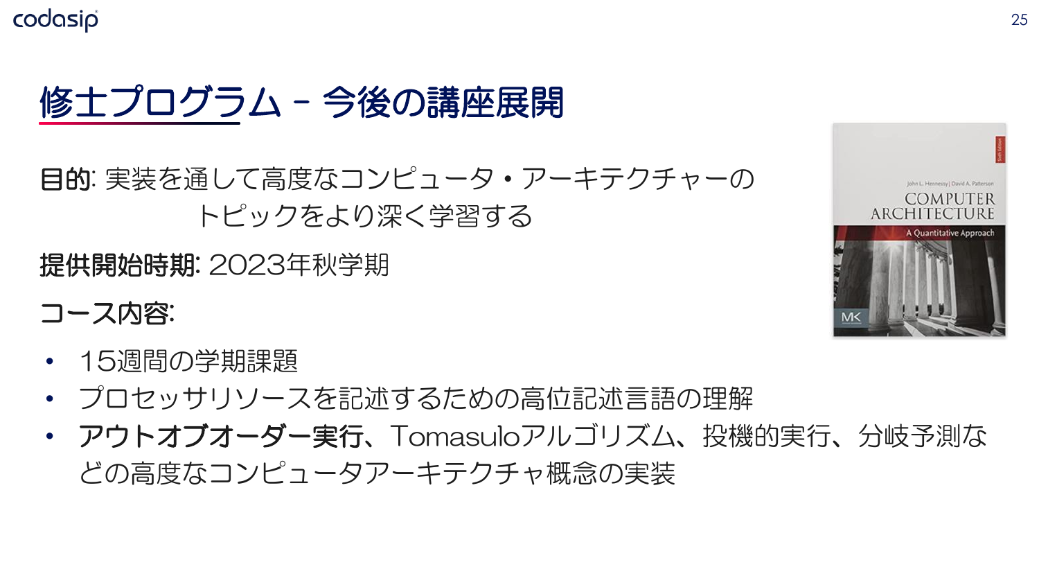# 修士プログラム - 今後の講座展開

**目的**: 実装を通して高度なコンピュータ・アーキテクチャーのトピックをより深く学習する

**提供開始時期**: 2023年秋学期

**コース内容**:

- 15週間の学期課題
- プロセッサリソースを記述するための高位記述言語の理解
- **アウトオブオーダー実行**、Tomasuloアルゴリズム、投機的実行、分岐予測などの高度なコンピュータアーキテクチャ概念の実装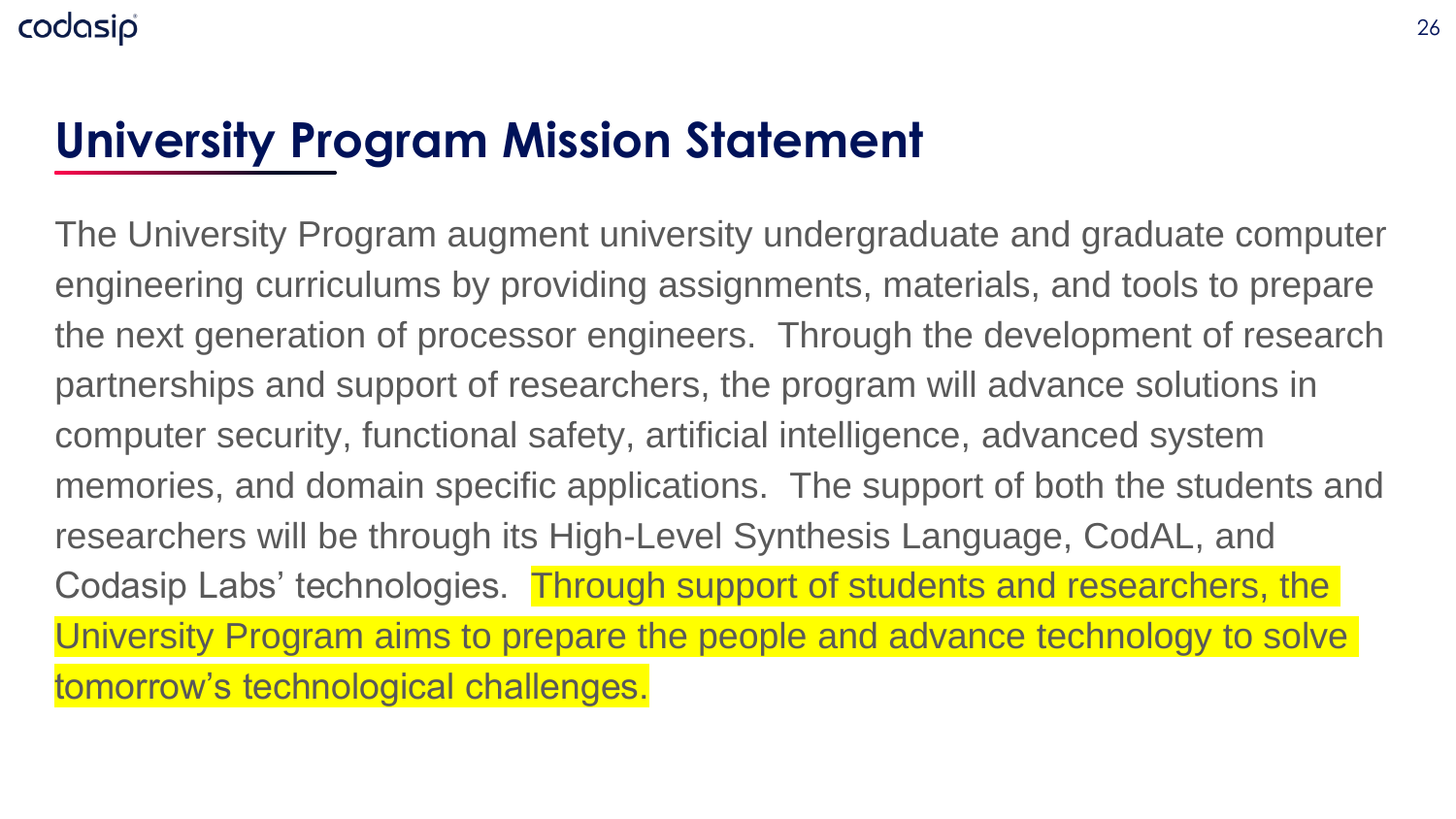# University Program Mission Statement

The University Program augment university undergraduate and graduate computer engineering curriculums by providing assignments, materials, and tools to prepare the next generation of processor engineers. Through the development of research partnerships and support of researchers, the program will advance solutions in computer security, functional safety, artificial intelligence, advanced system memories, and domain specific applications. The support of both the students and researchers will be through its High-Level Synthesis Language, CodAL, and Codasip Labs' technologies. Through support of students and researchers, the University Program aims to prepare the people and advance technology to solve tomorrow's technological challenges.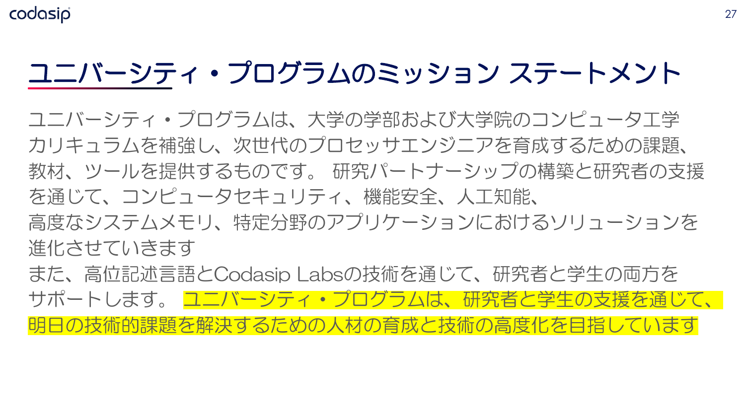# ユニバーシティ・プログラムのミッション ステートメント

ユニバーシティ・プログラムは、大学の学部および大学院のコンピュータ工学カリキュラムを補強し、次世代のプロセッサエンジニアを育成するための課題、教材、ツールを提供するものです。 研究パートナーシップの構築と研究者の支援を通じて、コンピュータセキュリティ、機能安全、人工知能、高度なシステムメモリ、特定分野のアプリケーションにおけるソリューションを進化させていきます
また、高位記述言語とCodasip Labsの技術を通じて、研究者と学生の両方をサポートします。 ユニバーシティ・プログラムは、研究者と学生の支援を通じて、明日の技術的課題を解決するための人材の育成と技術の高度化を目指しています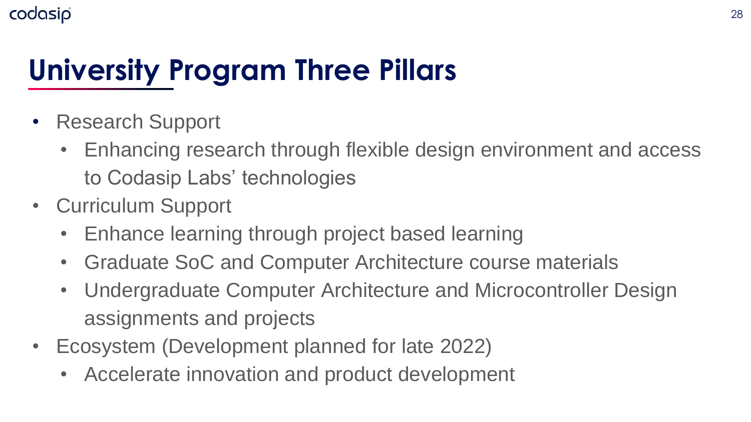# University Program Three Pillars

- Research Support
  - Enhancing research through flexible design environment and access to Codasip Labs' technologies
- Curriculum Support
  - Enhance learning through project based learning
  - Graduate SoC and Computer Architecture course materials
  - Undergraduate Computer Architecture and Microcontroller Design assignments and projects
- Ecosystem (Development planned for late 2022)
  - Accelerate innovation and product development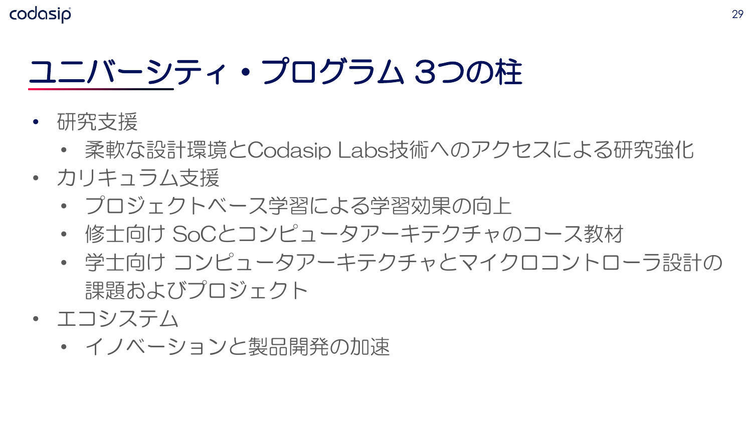# ユニバーシティ・プログラム 3つの柱

- 研究支援
  - 柔軟な設計環境とCodasip Labs技術へのアクセスによる研究強化
- カリキュラム支援
  - プロジェクトベース学習による学習効果の向上
  - 修士向け SoCとコンピュータアーキテクチャのコース教材
  - 学士向け コンピュータアーキテクチャとマイクロコントローラ設計の課題およびプロジェクト
- エコシステム
  - イノベーションと製品開発の加速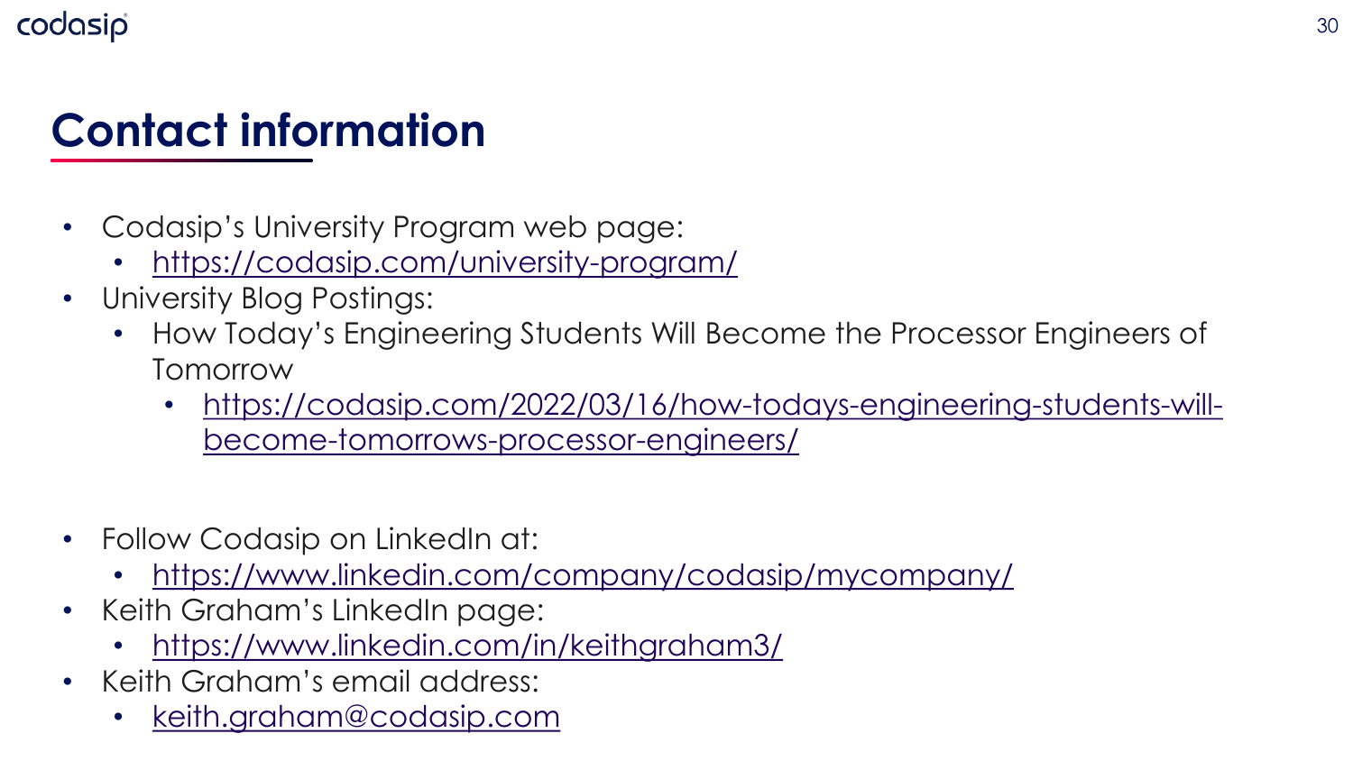# Contact information

- Codasip's University Program web page:
  - https://codasip.com/university-program/
- University Blog Postings:
  - How Today's Engineering Students Will Become the Processor Engineers of Tomorrow
    - https://codasip.com/2022/03/16/how-todays-engineering-students-will-become-tomorrows-processor-engineers/

- Follow Codasip on LinkedIn at:
  - https://www.linkedin.com/company/codasip/mycompany/
- Keith Graham's LinkedIn page:
  - https://www.linkedin.com/in/keithgraham3/
- Keith Graham's email address:
  - keith.graham@codasip.com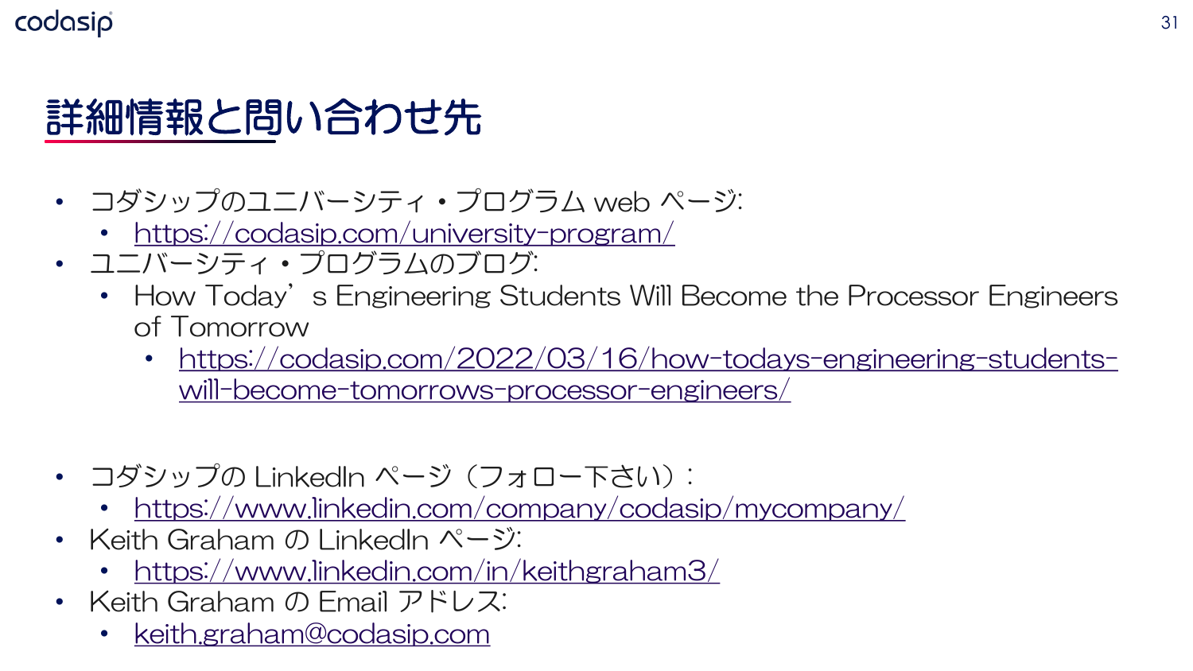# 詳細情報と問い合わせ先

- コダシップのユニバーシティ・プログラム web ページ:
  - https://codasip.com/university-program/
- ユニバーシティ・プログラムのブログ:
  - How Today's Engineering Students Will Become the Processor Engineers of Tomorrow
    - https://codasip.com/2022/03/16/how-todays-engineering-students-will-become-tomorrows-processor-engineers/

- コダシップの LinkedIn ページ（フォロー下さい）:
  - https://www.linkedin.com/company/codasip/mycompany/
- Keith Graham の LinkedIn ページ:
  - https://www.linkedin.com/in/keithgraham3/
- Keith Graham の Email アドレス:
  - keith.graham@codasip.com